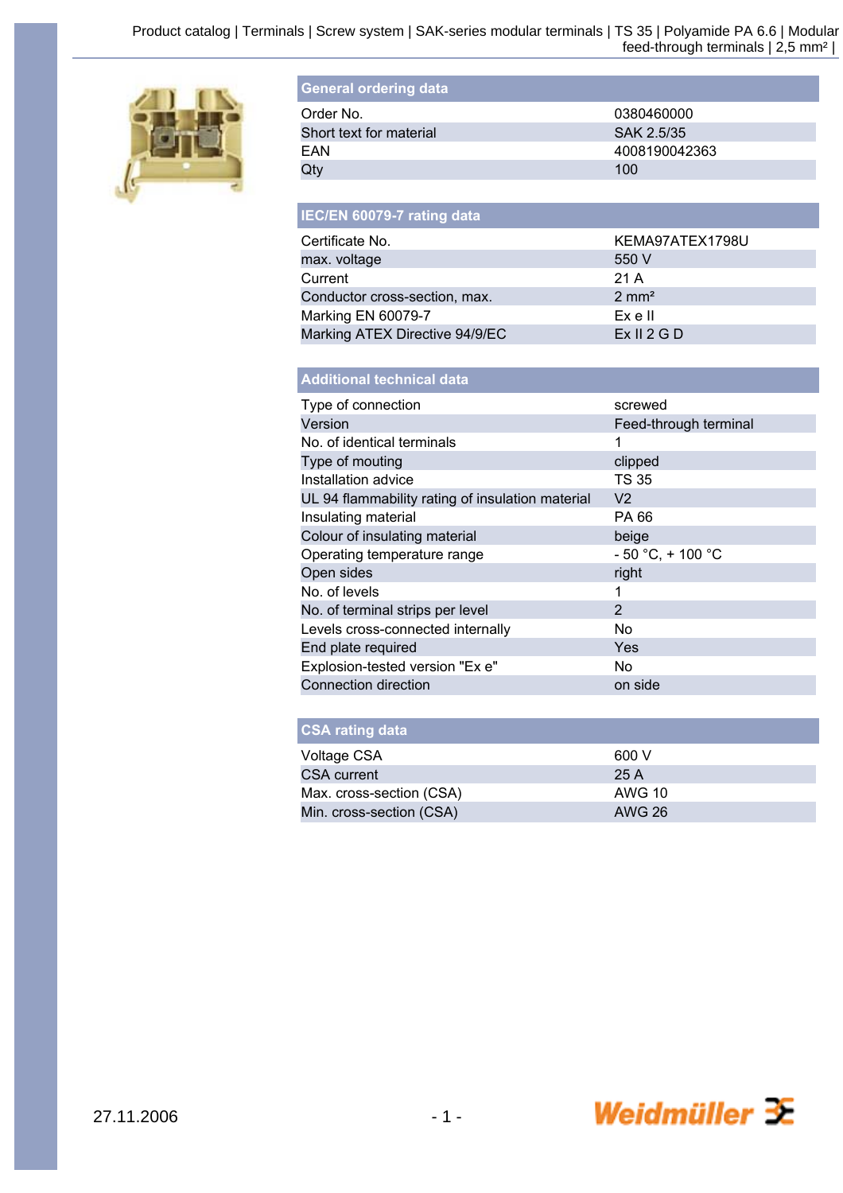Product catalog | Terminals | Screw system | SAK-series modular terminals | TS 35 | Polyamide PA 6.6 | Modular feed-through terminals | 2,5 mm² |

## General ordering data

| | |
|---|---|
| Order No. | 0380460000 |
| Short text for material | SAK 2.5/35 |
| EAN | 4008190042363 |
| Qty | 100 |

## IEC/EN 60079-7 rating data

| | |
|---|---|
| Certificate No. | KEMA97ATEX1798U |
| max. voltage | 550 V |
| Current | 21 A |
| Conductor cross-section, max. | 2 mm² |
| Marking EN 60079-7 | Ex e II |
| Marking ATEX Directive 94/9/EC | Ex II 2 G D |

## Additional technical data

| | |
|---|---|
| Type of connection | screwed |
| Version | Feed-through terminal |
| No. of identical terminals | 1 |
| Type of mouting | clipped |
| Installation advice | TS 35 |
| UL 94 flammability rating of insulation material | V2 |
| Insulating material | PA 66 |
| Colour of insulating material | beige |
| Operating temperature range | - 50 °C, + 100 °C |
| Open sides | right |
| No. of levels | 1 |
| No. of terminal strips per level | 2 |
| Levels cross-connected internally | No |
| End plate required | Yes |
| Explosion-tested version "Ex e" | No |
| Connection direction | on side |

## CSA rating data

| | |
|---|---|
| Voltage CSA | 600 V |
| CSA current | 25 A |
| Max. cross-section (CSA) | AWG 10 |
| Min. cross-section (CSA) | AWG 26 |

27.11.2006

Weidmüller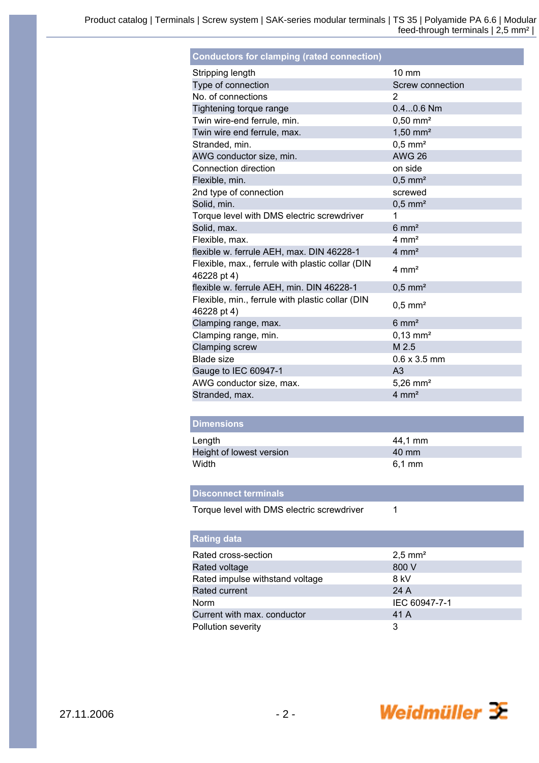## Conductors for clamping (rated connection)

| | |
|---|---|
| Stripping length | 10 mm |
| Type of connection | Screw connection |
| No. of connections | 2 |
| Tightening torque range | 0.4...0.6 Nm |
| Twin wire-end ferrule, min. | 0,50 mm² |
| Twin wire end ferrule, max. | 1,50 mm² |
| Stranded, min. | 0,5 mm² |
| AWG conductor size, min. | AWG 26 |
| Connection direction | on side |
| Flexible, min. | 0,5 mm² |
| 2nd type of connection | screwed |
| Solid, min. | 0,5 mm² |
| Torque level with DMS electric screwdriver | 1 |
| Solid, max. | 6 mm² |
| Flexible, max. | 4 mm² |
| flexible w. ferrule AEH, max. DIN 46228-1 | 4 mm² |
| Flexible, max., ferrule with plastic collar (DIN 46228 pt 4) | 4 mm² |
| flexible w. ferrule AEH, min. DIN 46228-1 | 0,5 mm² |
| Flexible, min., ferrule with plastic collar (DIN 46228 pt 4) | 0,5 mm² |
| Clamping range, max. | 6 mm² |
| Clamping range, min. | 0,13 mm² |
| Clamping screw | M 2.5 |
| Blade size | 0.6 x 3.5 mm |
| Gauge to IEC 60947-1 | A3 |
| AWG conductor size, max. | 5,26 mm² |
| Stranded, max. | 4 mm² |

## Dimensions

| | |
|---|---|
| Length | 44,1 mm |
| Height of lowest version | 40 mm |
| Width | 6,1 mm |

## Disconnect terminals

| | |
|---|---|
| Torque level with DMS electric screwdriver | 1 |

## Rating data

| | |
|---|---|
| Rated cross-section | 2,5 mm² |
| Rated voltage | 800 V |
| Rated impulse withstand voltage | 8 kV |
| Rated current | 24 A |
| Norm | IEC 60947-7-1 |
| Current with max. conductor | 41 A |
| Pollution severity | 3 |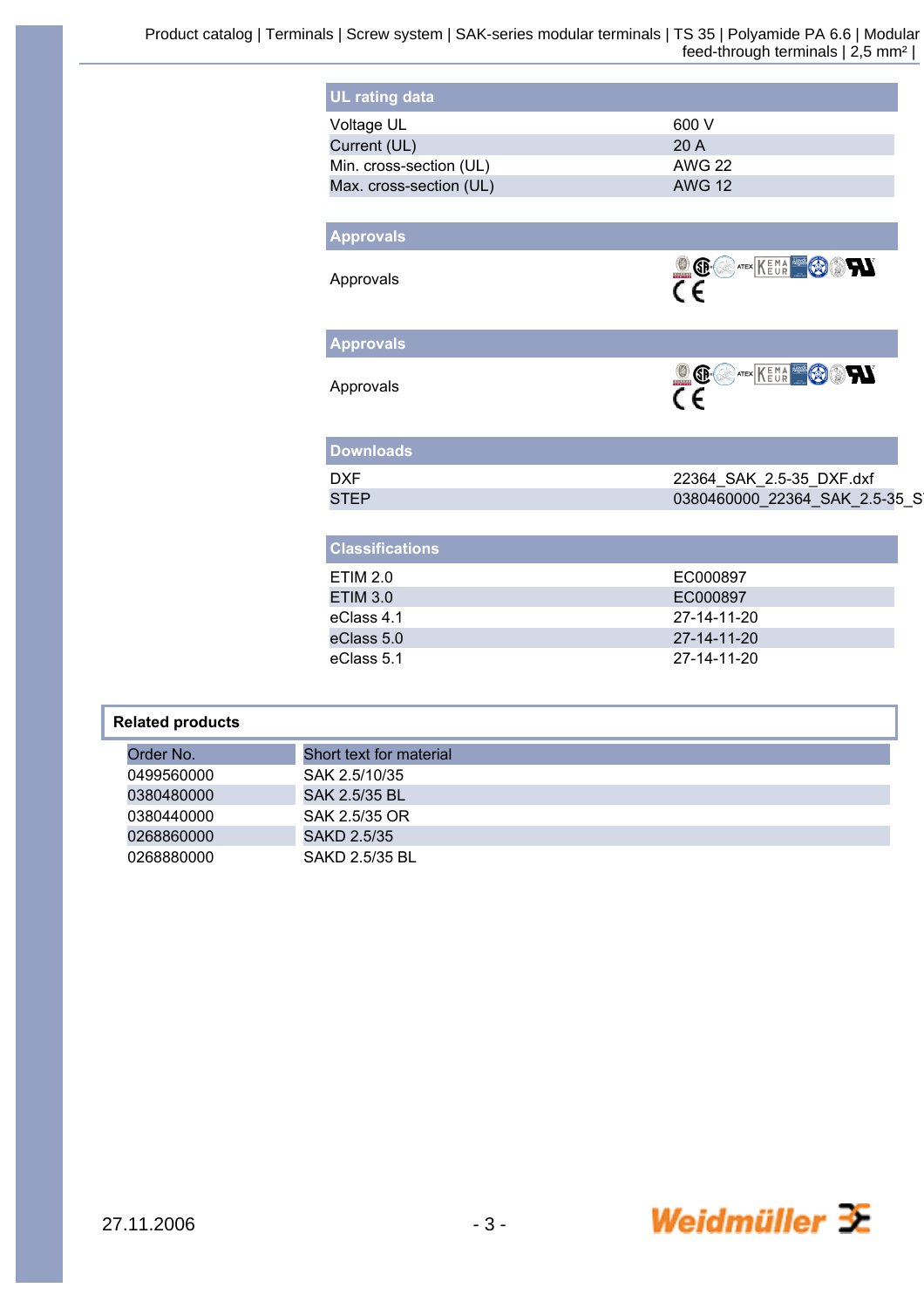## UL rating data

| | |
|---|---|
| Voltage UL | 600 V |
| Current (UL) | 20 A |
| Min. cross-section (UL) | AWG 22 |
| Max. cross-section (UL) | AWG 12 |

## Approvals

| | |
|---|---|
| Approvals | |

## Approvals

| | |
|---|---|
| Approvals | |

## Downloads

| | |
|---|---|
| DXF | 22364_SAK_2.5-35_DXF.dxf |
| STEP | 0380460000_22364_SAK_2.5-35_S |

## Classifications

| | |
|---|---|
| ETIM 2.0 | EC000897 |
| ETIM 3.0 | EC000897 |
| eClass 4.1 | 27-14-11-20 |
| eClass 5.0 | 27-14-11-20 |
| eClass 5.1 | 27-14-11-20 |

## Related products

| Order No. | Short text for material |
|---|---|
| 0499560000 | SAK 2.5/10/35 |
| 0380480000 | SAK 2.5/35 BL |
| 0380440000 | SAK 2.5/35 OR |
| 0268860000 | SAKD 2.5/35 |
| 0268880000 | SAKD 2.5/35 BL |

27.11.2006